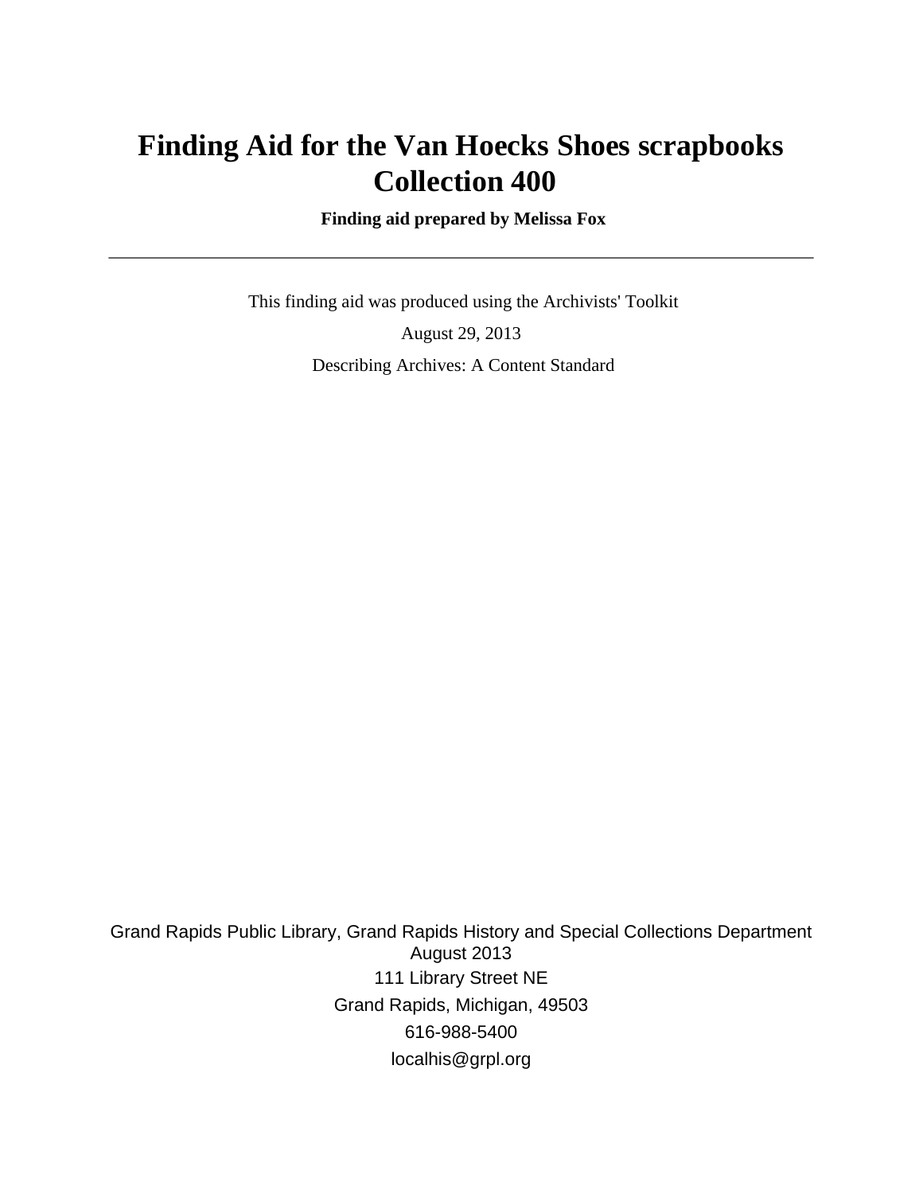# Finding Aid for the Van Hoecks Shoes scrapbooks Collection 400

**Finding aid prepared by Melissa Fox**

---

This finding aid was produced using the Archivists' Toolkit

August 29, 2013

Describing Archives: A Content Standard

Grand Rapids Public Library, Grand Rapids History and Special Collections Department
August 2013
111 Library Street NE
Grand Rapids, Michigan, 49503
616-988-5400
localhis@grpl.org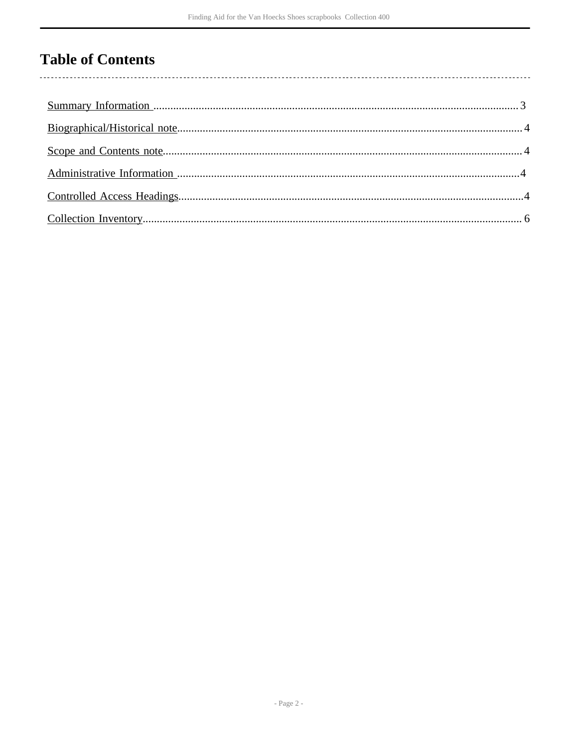# Table of Contents

- Summary Information ........................................ 3
- Biographical/Historical note ........................................ 4
- Scope and Contents note ........................................ 4
- Administrative Information ........................................ 4
- Controlled Access Headings ........................................ 4
- Collection Inventory ........................................ 6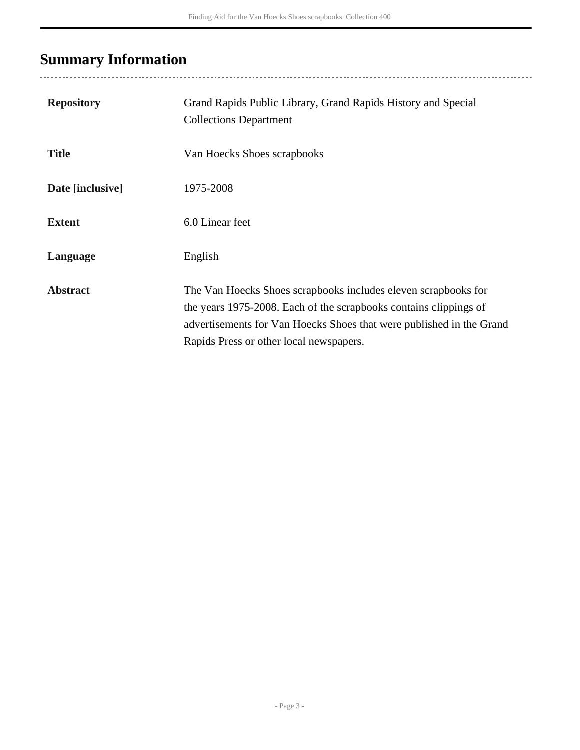## Summary Information

| | |
|---|---|
| **Repository** | Grand Rapids Public Library, Grand Rapids History and Special Collections Department |
| **Title** | Van Hoecks Shoes scrapbooks |
| **Date [inclusive]** | 1975-2008 |
| **Extent** | 6.0 Linear feet |
| **Language** | English |
| **Abstract** | The Van Hoecks Shoes scrapbooks includes eleven scrapbooks for the years 1975-2008. Each of the scrapbooks contains clippings of advertisements for Van Hoecks Shoes that were published in the Grand Rapids Press or other local newspapers. |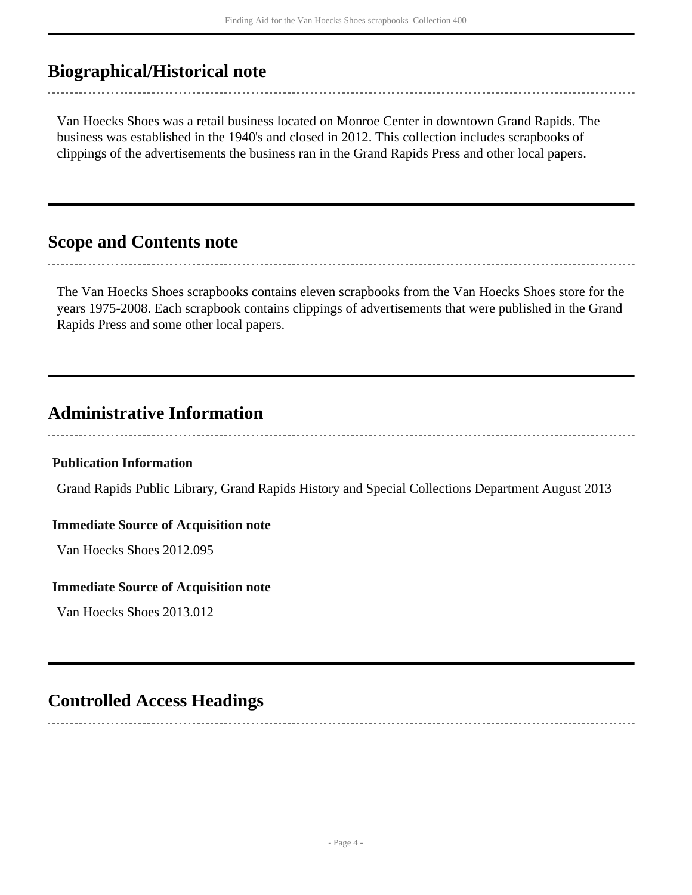## Biographical/Historical note

Van Hoecks Shoes was a retail business located on Monroe Center in downtown Grand Rapids. The business was established in the 1940's and closed in 2012. This collection includes scrapbooks of clippings of the advertisements the business ran in the Grand Rapids Press and other local papers.

## Scope and Contents note

The Van Hoecks Shoes scrapbooks contains eleven scrapbooks from the Van Hoecks Shoes store for the years 1975-2008. Each scrapbook contains clippings of advertisements that were published in the Grand Rapids Press and some other local papers.

## Administrative Information

#### Publication Information

Grand Rapids Public Library, Grand Rapids History and Special Collections Department August 2013

#### Immediate Source of Acquisition note

Van Hoecks Shoes 2012.095

#### Immediate Source of Acquisition note

Van Hoecks Shoes 2013.012

## Controlled Access Headings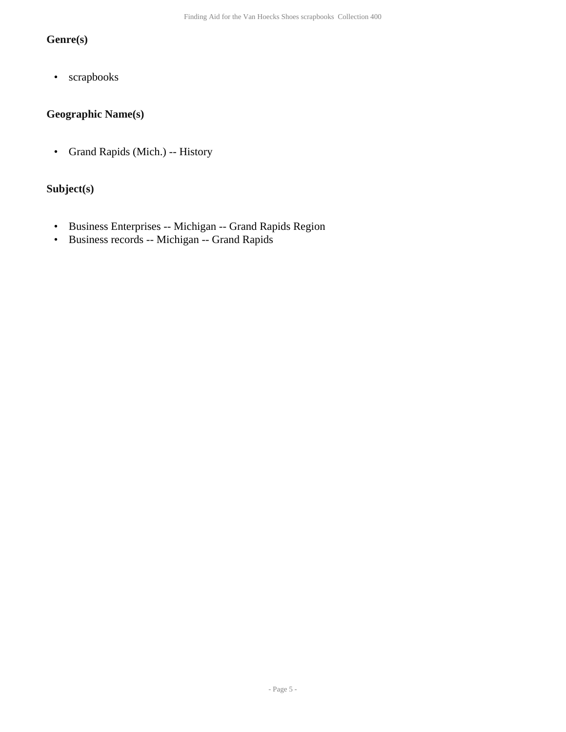### Genre(s)

- scrapbooks

### Geographic Name(s)

- Grand Rapids (Mich.) -- History

### Subject(s)

- Business Enterprises -- Michigan -- Grand Rapids Region
- Business records -- Michigan -- Grand Rapids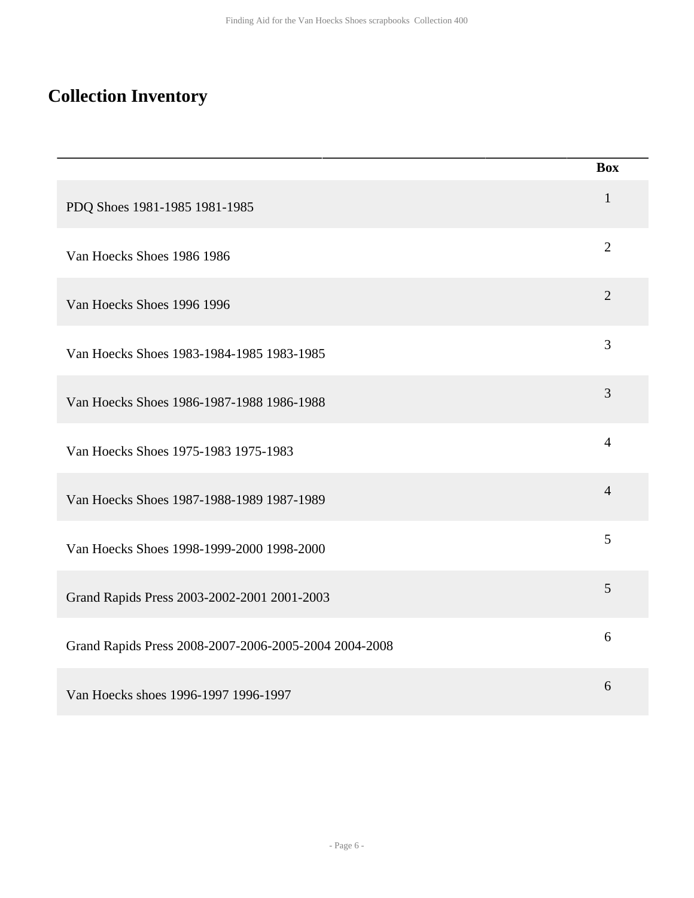## Collection Inventory

| | Box |
|---|---|
| PDQ Shoes 1981-1985 1981-1985 | 1 |
| Van Hoecks Shoes 1986 1986 | 2 |
| Van Hoecks Shoes 1996 1996 | 2 |
| Van Hoecks Shoes 1983-1984-1985 1983-1985 | 3 |
| Van Hoecks Shoes 1986-1987-1988 1986-1988 | 3 |
| Van Hoecks Shoes 1975-1983 1975-1983 | 4 |
| Van Hoecks Shoes 1987-1988-1989 1987-1989 | 4 |
| Van Hoecks Shoes 1998-1999-2000 1998-2000 | 5 |
| Grand Rapids Press 2003-2002-2001 2001-2003 | 5 |
| Grand Rapids Press 2008-2007-2006-2005-2004 2004-2008 | 6 |
| Van Hoecks shoes 1996-1997 1996-1997 | 6 |